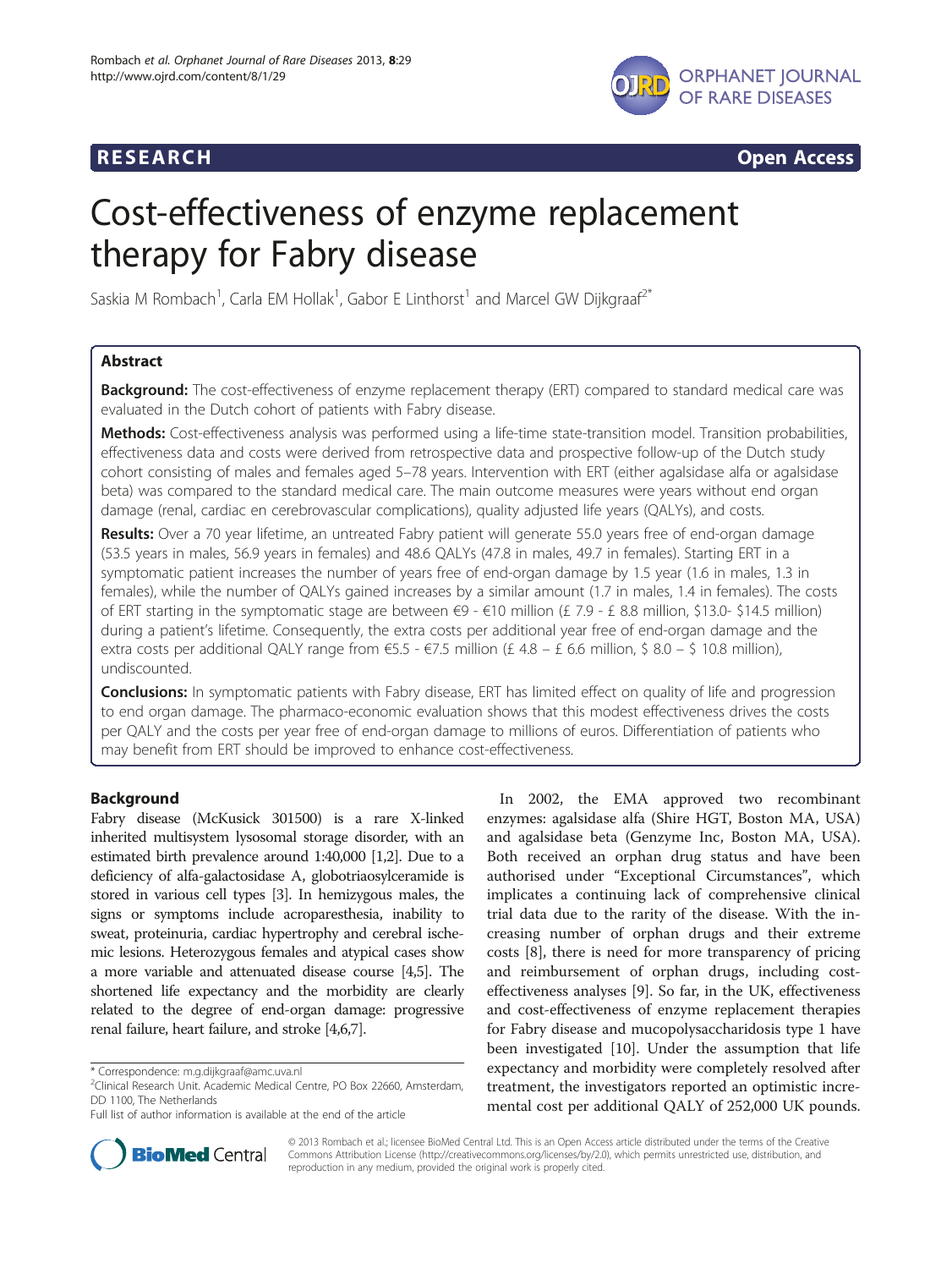**RESEARCH** **Open Access**

# Cost-effectiveness of enzyme replacement therapy for Fabry disease

Saskia M Rombach[1], Carla EM Hollak[1], Gabor E Linthorst[1] and Marcel GW Dijkgraaf[2*]

## Abstract

**Background:** The cost-effectiveness of enzyme replacement therapy (ERT) compared to standard medical care was evaluated in the Dutch cohort of patients with Fabry disease.

**Methods:** Cost-effectiveness analysis was performed using a life-time state-transition model. Transition probabilities, effectiveness data and costs were derived from retrospective data and prospective follow-up of the Dutch study cohort consisting of males and females aged 5–78 years. Intervention with ERT (either agalsidase alfa or agalsidase beta) was compared to the standard medical care. The main outcome measures were years without end organ damage (renal, cardiac en cerebrovascular complications), quality adjusted life years (QALYs), and costs.

**Results:** Over a 70 year lifetime, an untreated Fabry patient will generate 55.0 years free of end-organ damage (53.5 years in males, 56.9 years in females) and 48.6 QALYs (47.8 in males, 49.7 in females). Starting ERT in a symptomatic patient increases the number of years free of end-organ damage by 1.5 year (1.6 in males, 1.3 in females), while the number of QALYs gained increases by a similar amount (1.7 in males, 1.4 in females). The costs of ERT starting in the symptomatic stage are between €9 - €10 million (£ 7.9 - £ 8.8 million, $13.0- $14.5 million) during a patient's lifetime. Consequently, the extra costs per additional year free of end-organ damage and the extra costs per additional QALY range from €5.5 - €7.5 million (£ 4.8 – £ 6.6 million, $ 8.0 – $ 10.8 million), undiscounted.

**Conclusions:** In symptomatic patients with Fabry disease, ERT has limited effect on quality of life and progression to end organ damage. The pharmaco-economic evaluation shows that this modest effectiveness drives the costs per QALY and the costs per year free of end-organ damage to millions of euros. Differentiation of patients who may benefit from ERT should be improved to enhance cost-effectiveness.

## Background

Fabry disease (McKusick 301500) is a rare X-linked inherited multisystem lysosomal storage disorder, with an estimated birth prevalence around 1:40,000 [1,2]. Due to a deficiency of alfa-galactosidase A, globotriaosylceramide is stored in various cell types [3]. In hemizygous males, the signs or symptoms include acroparesthesia, inability to sweat, proteinuria, cardiac hypertrophy and cerebral ischemic lesions. Heterozygous females and atypical cases show a more variable and attenuated disease course [4,5]. The shortened life expectancy and the morbidity are clearly related to the degree of end-organ damage: progressive renal failure, heart failure, and stroke [4,6,7].

In 2002, the EMA approved two recombinant enzymes: agalsidase alfa (Shire HGT, Boston MA, USA) and agalsidase beta (Genzyme Inc, Boston MA, USA). Both received an orphan drug status and have been authorised under "Exceptional Circumstances", which implicates a continuing lack of comprehensive clinical trial data due to the rarity of the disease. With the increasing number of orphan drugs and their extreme costs [8], there is need for more transparency of pricing and reimbursement of orphan drugs, including cost-effectiveness analyses [9]. So far, in the UK, effectiveness and cost-effectiveness of enzyme replacement therapies for Fabry disease and mucopolysaccharidosis type 1 have been investigated [10]. Under the assumption that life expectancy and morbidity were completely resolved after treatment, the investigators reported an optimistic incremental cost per additional QALY of 252,000 UK pounds.

\* Correspondence: m.g.dijkgraaf@amc.uva.nl
[2]Clinical Research Unit. Academic Medical Centre, PO Box 22660, Amsterdam, DD 1100, The Netherlands
Full list of author information is available at the end of the article

© 2013 Rombach et al.; licensee BioMed Central Ltd. This is an Open Access article distributed under the terms of the Creative Commons Attribution License (http://creativecommons.org/licenses/by/2.0), which permits unrestricted use, distribution, and reproduction in any medium, provided the original work is properly cited.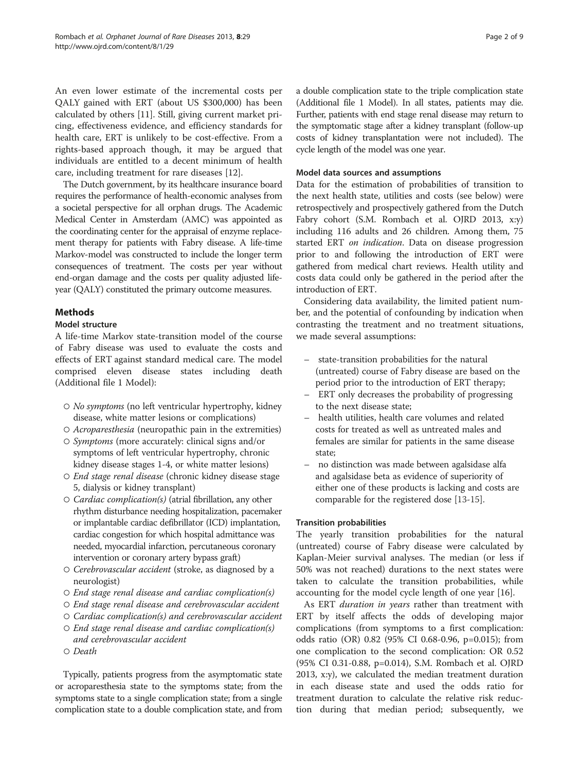An even lower estimate of the incremental costs per QALY gained with ERT (about US $300,000) has been calculated by others [11]. Still, giving current market pricing, effectiveness evidence, and efficiency standards for health care, ERT is unlikely to be cost-effective. From a rights-based approach though, it may be argued that individuals are entitled to a decent minimum of health care, including treatment for rare diseases [12].

The Dutch government, by its healthcare insurance board requires the performance of health-economic analyses from a societal perspective for all orphan drugs. The Academic Medical Center in Amsterdam (AMC) was appointed as the coordinating center for the appraisal of enzyme replacement therapy for patients with Fabry disease. A life-time Markov-model was constructed to include the longer term consequences of treatment. The costs per year without end-organ damage and the costs per quality adjusted life-year (QALY) constituted the primary outcome measures.

## Methods

### Model structure

A life-time Markov state-transition model of the course of Fabry disease was used to evaluate the costs and effects of ERT against standard medical care. The model comprised eleven disease states including death (Additional file 1 Model):

- *No symptoms* (no left ventricular hypertrophy, kidney disease, white matter lesions or complications)
- *Acroparesthesia* (neuropathic pain in the extremities)
- *Symptoms* (more accurately: clinical signs and/or symptoms of left ventricular hypertrophy, chronic kidney disease stages 1-4, or white matter lesions)
- *End stage renal disease* (chronic kidney disease stage 5, dialysis or kidney transplant)
- *Cardiac complication(s)* (atrial fibrillation, any other rhythm disturbance needing hospitalization, pacemaker or implantable cardiac defibrillator (ICD) implantation, cardiac congestion for which hospital admittance was needed, myocardial infarction, percutaneous coronary intervention or coronary artery bypass graft)
- *Cerebrovascular accident* (stroke, as diagnosed by a neurologist)
- *End stage renal disease and cardiac complication(s)*
- *End stage renal disease and cerebrovascular accident*
- *Cardiac complication(s) and cerebrovascular accident*
- *End stage renal disease and cardiac complication(s) and cerebrovascular accident*
- *Death*

Typically, patients progress from the asymptomatic state or acroparesthesia state to the symptoms state; from the symptoms state to a single complication state; from a single complication state to a double complication state, and from a double complication state to the triple complication state (Additional file 1 Model). In all states, patients may die. Further, patients with end stage renal disease may return to the symptomatic stage after a kidney transplant (follow-up costs of kidney transplantation were not included). The cycle length of the model was one year.

### Model data sources and assumptions

Data for the estimation of probabilities of transition to the next health state, utilities and costs (see below) were retrospectively and prospectively gathered from the Dutch Fabry cohort (S.M. Rombach et al. OJRD 2013, x:y) including 116 adults and 26 children. Among them, 75 started ERT *on indication*. Data on disease progression prior to and following the introduction of ERT were gathered from medical chart reviews. Health utility and costs data could only be gathered in the period after the introduction of ERT.

Considering data availability, the limited patient number, and the potential of confounding by indication when contrasting the treatment and no treatment situations, we made several assumptions:

- state-transition probabilities for the natural (untreated) course of Fabry disease are based on the period prior to the introduction of ERT therapy;
- ERT only decreases the probability of progressing to the next disease state;
- health utilities, health care volumes and related costs for treated as well as untreated males and females are similar for patients in the same disease state;
- no distinction was made between agalsidase alfa and agalsidase beta as evidence of superiority of either one of these products is lacking and costs are comparable for the registered dose [13-15].

### Transition probabilities

The yearly transition probabilities for the natural (untreated) course of Fabry disease were calculated by Kaplan-Meier survival analyses. The median (or less if 50% was not reached) durations to the next states were taken to calculate the transition probabilities, while accounting for the model cycle length of one year [16].

As ERT *duration in years* rather than treatment with ERT by itself affects the odds of developing major complications (from symptoms to a first complication: odds ratio (OR) 0.82 (95% CI 0.68-0.96, p=0.015); from one complication to the second complication: OR 0.52 (95% CI 0.31-0.88, p=0.014), S.M. Rombach et al. OJRD 2013, x:y), we calculated the median treatment duration in each disease state and used the odds ratio for treatment duration to calculate the relative risk reduction during that median period; subsequently, we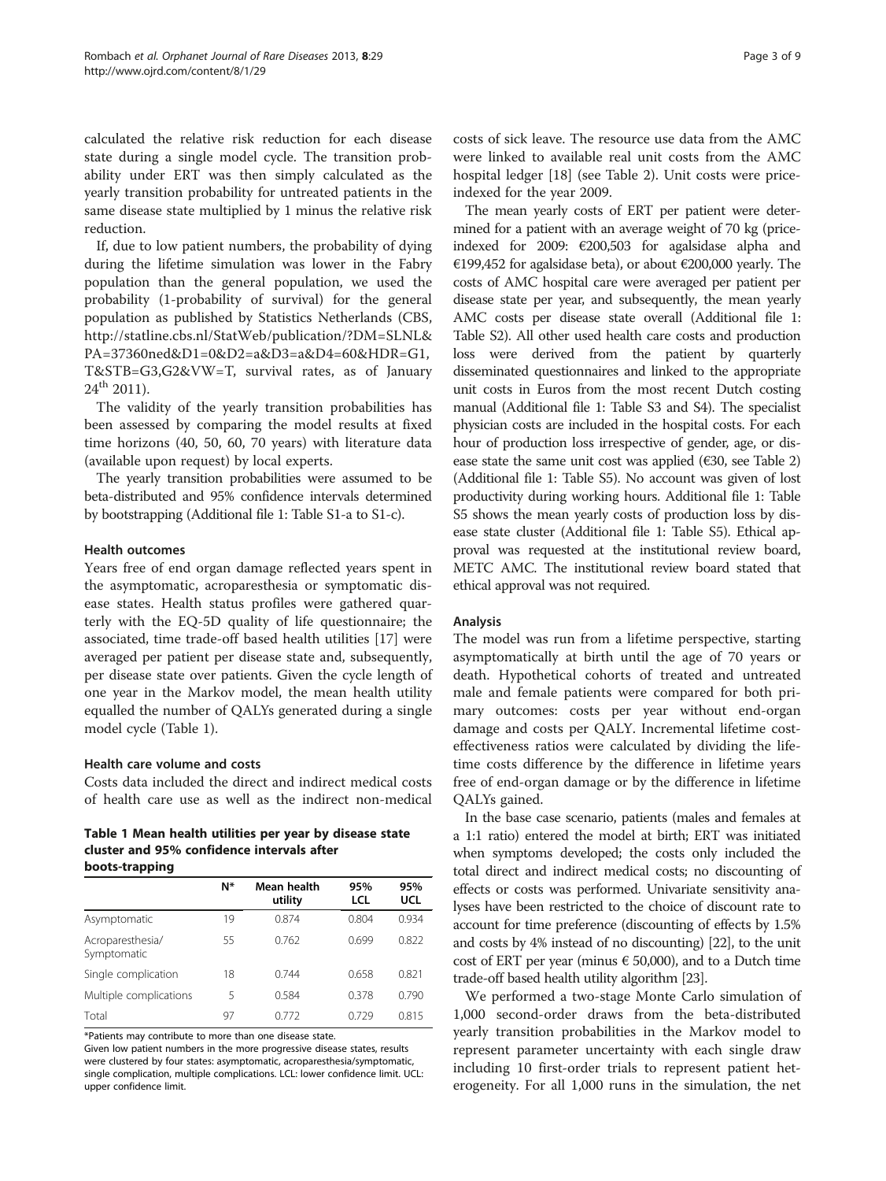calculated the relative risk reduction for each disease state during a single model cycle. The transition probability under ERT was then simply calculated as the yearly transition probability for untreated patients in the same disease state multiplied by 1 minus the relative risk reduction.

If, due to low patient numbers, the probability of dying during the lifetime simulation was lower in the Fabry population than the general population, we used the probability (1-probability of survival) for the general population as published by Statistics Netherlands (CBS, http://statline.cbs.nl/StatWeb/publication/?DM=SLNL&PA=37360ned&D1=0&D2=a&D3=a&D4=60&HDR=G1,T&STB=G3,G2&VW=T, survival rates, as of January 24th 2011).

The validity of the yearly transition probabilities has been assessed by comparing the model results at fixed time horizons (40, 50, 60, 70 years) with literature data (available upon request) by local experts.

The yearly transition probabilities were assumed to be beta-distributed and 95% confidence intervals determined by bootstrapping (Additional file 1: Table S1-a to S1-c).

### Health outcomes

Years free of end organ damage reflected years spent in the asymptomatic, acroparesthesia or symptomatic disease states. Health status profiles were gathered quarterly with the EQ-5D quality of life questionnaire; the associated, time trade-off based health utilities [17] were averaged per patient per disease state and, subsequently, per disease state over patients. Given the cycle length of one year in the Markov model, the mean health utility equalled the number of QALYs generated during a single model cycle (Table 1).

### Health care volume and costs

Costs data included the direct and indirect medical costs of health care use as well as the indirect non-medical costs of sick leave. The resource use data from the AMC were linked to available real unit costs from the AMC hospital ledger [18] (see Table 2). Unit costs were price-indexed for the year 2009.

**Table 1 Mean health utilities per year by disease state cluster and 95% confidence intervals after boots-trapping**

| | N* | Mean health utility | 95% LCL | 95% UCL |
|---|---|---|---|---|
| Asymptomatic | 19 | 0.874 | 0.804 | 0.934 |
| Acroparesthesia/ Symptomatic | 55 | 0.762 | 0.699 | 0.822 |
| Single complication | 18 | 0.744 | 0.658 | 0.821 |
| Multiple complications | 5 | 0.584 | 0.378 | 0.790 |
| Total | 97 | 0.772 | 0.729 | 0.815 |

*Patients may contribute to more than one disease state.
Given low patient numbers in the more progressive disease states, results were clustered by four states: asymptomatic, acroparesthesia/symptomatic, single complication, multiple complications. LCL: lower confidence limit. UCL: upper confidence limit.

The mean yearly costs of ERT per patient were determined for a patient with an average weight of 70 kg (price-indexed for 2009: €200,503 for agalsidase alpha and €199,452 for agalsidase beta), or about €200,000 yearly. The costs of AMC hospital care were averaged per patient per disease state per year, and subsequently, the mean yearly AMC costs per disease state overall (Additional file 1: Table S2). All other used health care costs and production loss were derived from the patient by quarterly disseminated questionnaires and linked to the appropriate unit costs in Euros from the most recent Dutch costing manual (Additional file 1: Table S3 and S4). The specialist physician costs are included in the hospital costs. For each hour of production loss irrespective of gender, age, or disease state the same unit cost was applied (€30, see Table 2) (Additional file 1: Table S5). No account was given of lost productivity during working hours. Additional file 1: Table S5 shows the mean yearly costs of production loss by disease state cluster (Additional file 1: Table S5). Ethical approval was requested at the institutional review board, METC AMC. The institutional review board stated that ethical approval was not required.

### Analysis

The model was run from a lifetime perspective, starting asymptomatically at birth until the age of 70 years or death. Hypothetical cohorts of treated and untreated male and female patients were compared for both primary outcomes: costs per year without end-organ damage and costs per QALY. Incremental lifetime cost-effectiveness ratios were calculated by dividing the lifetime costs difference by the difference in lifetime years free of end-organ damage or by the difference in lifetime QALYs gained.

In the base case scenario, patients (males and females at a 1:1 ratio) entered the model at birth; ERT was initiated when symptoms developed; the costs only included the total direct and indirect medical costs; no discounting of effects or costs was performed. Univariate sensitivity analyses have been restricted to the choice of discount rate to account for time preference (discounting of effects by 1.5% and costs by 4% instead of no discounting) [22], to the unit cost of ERT per year (minus € 50,000), and to a Dutch time trade-off based health utility algorithm [23].

We performed a two-stage Monte Carlo simulation of 1,000 second-order draws from the beta-distributed yearly transition probabilities in the Markov model to represent parameter uncertainty with each single draw including 10 first-order trials to represent patient heterogeneity. For all 1,000 runs in the simulation, the net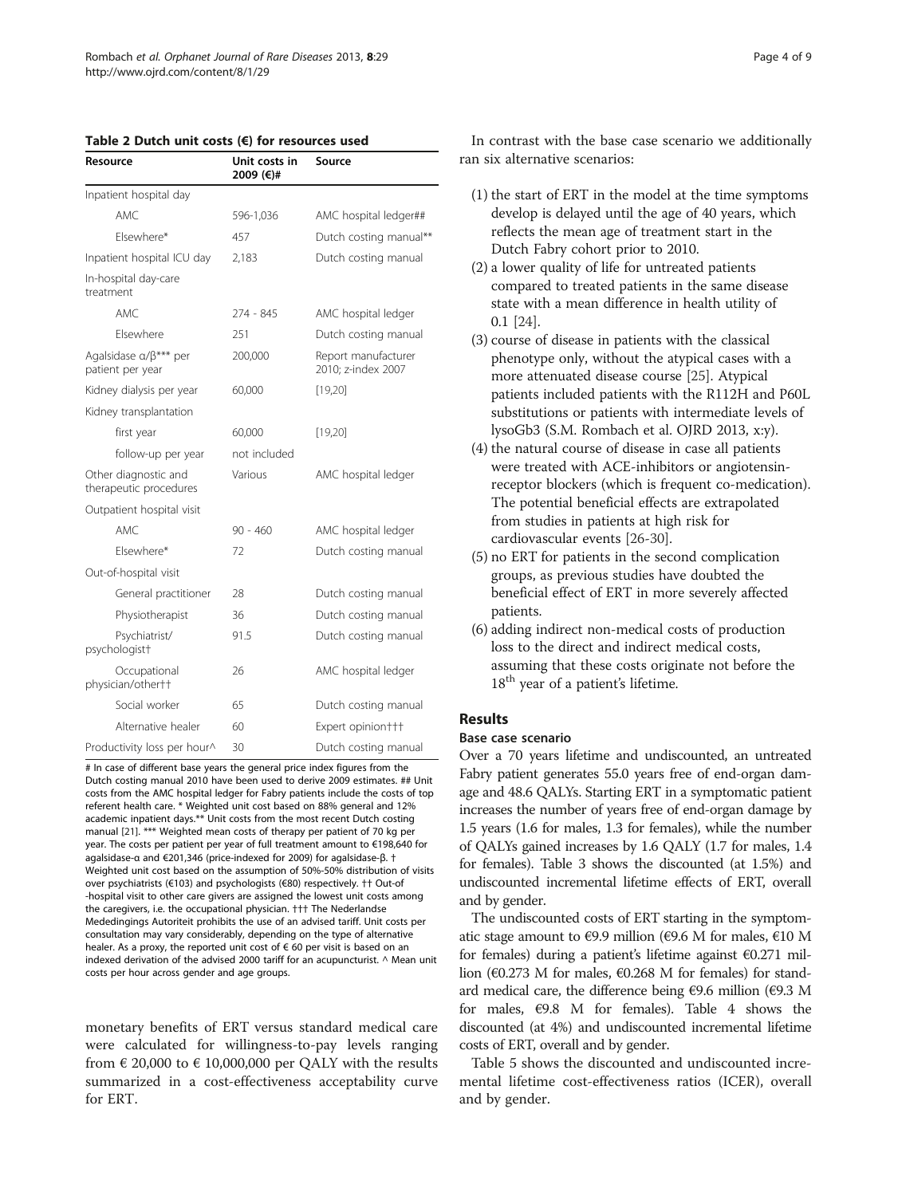**Table 2 Dutch unit costs (€) for resources used**

| Resource | Unit costs in 2009 (€)# | Source |
|---|---|---|
| Inpatient hospital day | | |
| AMC | 596-1,036 | AMC hospital ledger## |
| Elsewhere* | 457 | Dutch costing manual** |
| Inpatient hospital ICU day | 2,183 | Dutch costing manual |
| In-hospital day-care treatment | | |
| AMC | 274 - 845 | AMC hospital ledger |
| Elsewhere | 251 | Dutch costing manual |
| Agalsidase α/β*** per patient per year | 200,000 | Report manufacturer 2010; z-index 2007 |
| Kidney dialysis per year | 60,000 | [19,20] |
| Kidney transplantation | | |
| first year | 60,000 | [19,20] |
| follow-up per year | not included | |
| Other diagnostic and therapeutic procedures | Various | AMC hospital ledger |
| Outpatient hospital visit | | |
| AMC | 90 - 460 | AMC hospital ledger |
| Elsewhere* | 72 | Dutch costing manual |
| Out-of-hospital visit | | |
| General practitioner | 28 | Dutch costing manual |
| Physiotherapist | 36 | Dutch costing manual |
| Psychiatrist/ psychologist† | 91.5 | Dutch costing manual |
| Occupational physician/other†† | 26 | AMC hospital ledger |
| Social worker | 65 | Dutch costing manual |
| Alternative healer | 60 | Expert opinion††† |
| Productivity loss per hour^ | 30 | Dutch costing manual |

# In case of different base years the general price index figures from the Dutch costing manual 2010 have been used to derive 2009 estimates. ## Unit costs from the AMC hospital ledger for Fabry patients include the costs of top referent health care. * Weighted unit cost based on 88% general and 12% academic inpatient days.** Unit costs from the most recent Dutch costing manual [21]. *** Weighted mean costs of therapy per patient of 70 kg per year. The costs per patient per year of full treatment amount to €198,640 for agalsidase-α and €201,346 (price-indexed for 2009) for agalsidase-β. † Weighted unit cost based on the assumption of 50%-50% distribution of visits over psychiatrists (€103) and psychologists (€80) respectively. †† Out-of -hospital visit to other care givers are assigned the lowest unit costs among the caregivers, i.e. the occupational physician. ††† The Nederlandse Mededingings Autoriteit prohibits the use of an advised tariff. Unit costs per consultation may vary considerably, depending on the type of alternative healer. As a proxy, the reported unit cost of € 60 per visit is based on an indexed derivation of the advised 2000 tariff for an acupuncturist. ^ Mean unit costs per hour across gender and age groups.

monetary benefits of ERT versus standard medical care were calculated for willingness-to-pay levels ranging from € 20,000 to € 10,000,000 per QALY with the results summarized in a cost-effectiveness acceptability curve for ERT.

In contrast with the base case scenario we additionally ran six alternative scenarios:

(1) the start of ERT in the model at the time symptoms develop is delayed until the age of 40 years, which reflects the mean age of treatment start in the Dutch Fabry cohort prior to 2010.
(2) a lower quality of life for untreated patients compared to treated patients in the same disease state with a mean difference in health utility of 0.1 [24].
(3) course of disease in patients with the classical phenotype only, without the atypical cases with a more attenuated disease course [25]. Atypical patients included patients with the R112H and P60L substitutions or patients with intermediate levels of lysoGb3 (S.M. Rombach et al. OJRD 2013, x:y).
(4) the natural course of disease in case all patients were treated with ACE-inhibitors or angiotensin-receptor blockers (which is frequent co-medication). The potential beneficial effects are extrapolated from studies in patients at high risk for cardiovascular events [26-30].
(5) no ERT for patients in the second complication groups, as previous studies have doubted the beneficial effect of ERT in more severely affected patients.
(6) adding indirect non-medical costs of production loss to the direct and indirect medical costs, assuming that these costs originate not before the 18th year of a patient's lifetime.

## Results

### Base case scenario

Over a 70 years lifetime and undiscounted, an untreated Fabry patient generates 55.0 years free of end-organ damage and 48.6 QALYs. Starting ERT in a symptomatic patient increases the number of years free of end-organ damage by 1.5 years (1.6 for males, 1.3 for females), while the number of QALYs gained increases by 1.6 QALY (1.7 for males, 1.4 for females). Table 3 shows the discounted (at 1.5%) and undiscounted incremental lifetime effects of ERT, overall and by gender.

The undiscounted costs of ERT starting in the symptomatic stage amount to €9.9 million (€9.6 M for males, €10 M for females) during a patient's lifetime against €0.271 million (€0.273 M for males, €0.268 M for females) for standard medical care, the difference being €9.6 million (€9.3 M for males, €9.8 M for females). Table 4 shows the discounted (at 4%) and undiscounted incremental lifetime costs of ERT, overall and by gender.

Table 5 shows the discounted and undiscounted incremental lifetime cost-effectiveness ratios (ICER), overall and by gender.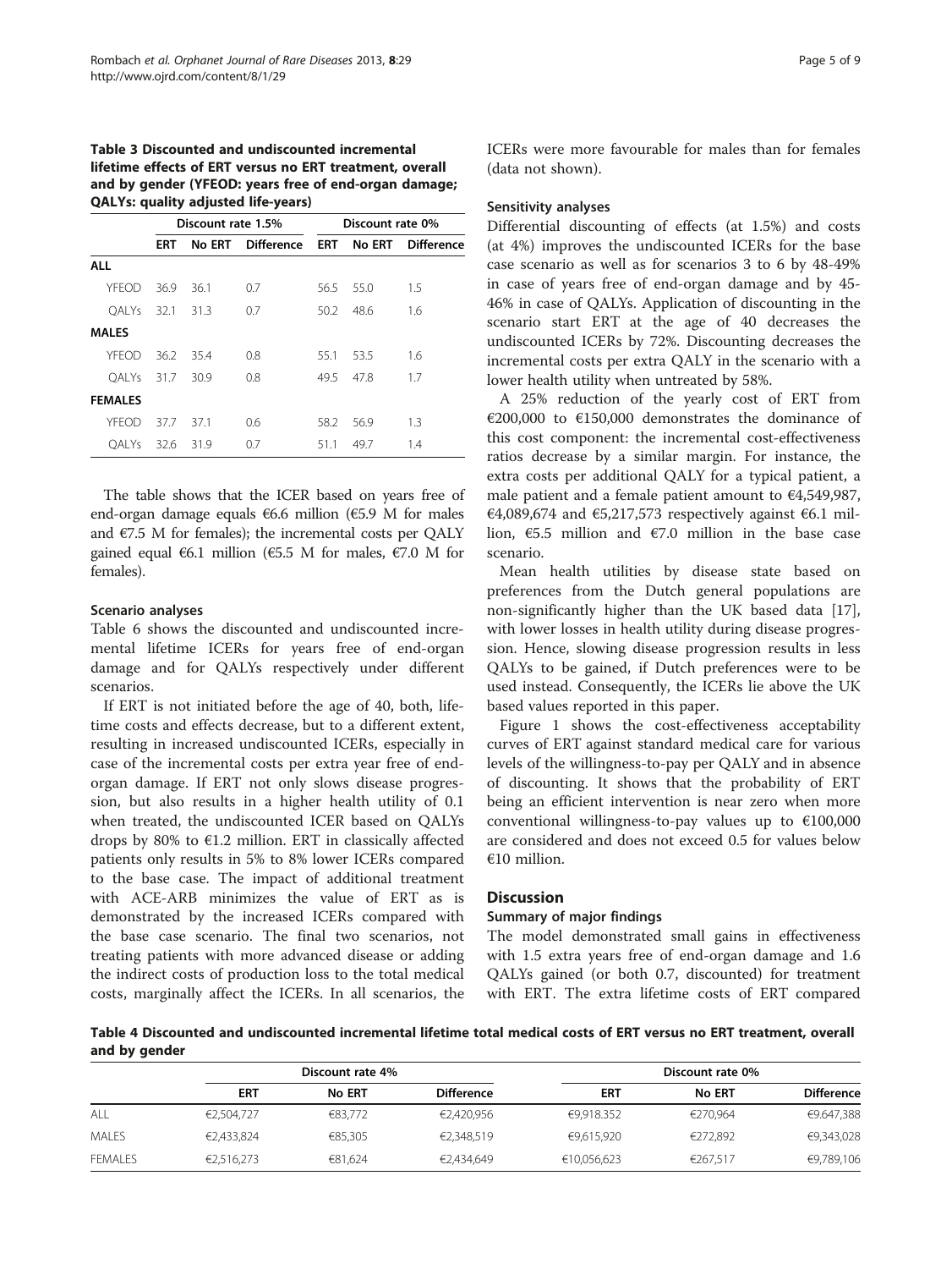**Table 3 Discounted and undiscounted incremental lifetime effects of ERT versus no ERT treatment, overall and by gender (YFEOD: years free of end-organ damage; QALYs: quality adjusted life-years)**

| | Discount rate 1.5% | | | Discount rate 0% | | |
|---|---|---|---|---|---|---|
| | ERT | No ERT | Difference | ERT | No ERT | Difference |
| **ALL** | | | | | | |
| YFEOD | 36.9 | 36.1 | 0.7 | 56.5 | 55.0 | 1.5 |
| QALYs | 32.1 | 31.3 | 0.7 | 50.2 | 48.6 | 1.6 |
| **MALES** | | | | | | |
| YFEOD | 36.2 | 35.4 | 0.8 | 55.1 | 53.5 | 1.6 |
| QALYs | 31.7 | 30.9 | 0.8 | 49.5 | 47.8 | 1.7 |
| **FEMALES** | | | | | | |
| YFEOD | 37.7 | 37.1 | 0.6 | 58.2 | 56.9 | 1.3 |
| QALYs | 32.6 | 31.9 | 0.7 | 51.1 | 49.7 | 1.4 |

The table shows that the ICER based on years free of end-organ damage equals €6.6 million (€5.9 M for males and €7.5 M for females); the incremental costs per QALY gained equal €6.1 million (€5.5 M for males, €7.0 M for females).

#### Scenario analyses

Table 6 shows the discounted and undiscounted incremental lifetime ICERs for years free of end-organ damage and for QALYs respectively under different scenarios.

If ERT is not initiated before the age of 40, both, lifetime costs and effects decrease, but to a different extent, resulting in increased undiscounted ICERs, especially in case of the incremental costs per extra year free of end-organ damage. If ERT not only slows disease progression, but also results in a higher health utility of 0.1 when treated, the undiscounted ICER based on QALYs drops by 80% to €1.2 million. ERT in classically affected patients only results in 5% to 8% lower ICERs compared to the base case. The impact of additional treatment with ACE-ARB minimizes the value of ERT as is demonstrated by the increased ICERs compared with the base case scenario. The final two scenarios, not treating patients with more advanced disease or adding the indirect costs of production loss to the total medical costs, marginally affect the ICERs. In all scenarios, the ICERs were more favourable for males than for females (data not shown).

#### Sensitivity analyses

Differential discounting of effects (at 1.5%) and costs (at 4%) improves the undiscounted ICERs for the base case scenario as well as for scenarios 3 to 6 by 48-49% in case of years free of end-organ damage and by 45-46% in case of QALYs. Application of discounting in the scenario start ERT at the age of 40 decreases the undiscounted ICERs by 72%. Discounting decreases the incremental costs per extra QALY in the scenario with a lower health utility when untreated by 58%.

A 25% reduction of the yearly cost of ERT from €200,000 to €150,000 demonstrates the dominance of this cost component: the incremental cost-effectiveness ratios decrease by a similar margin. For instance, the extra costs per additional QALY for a typical patient, a male patient and a female patient amount to €4,549,987, €4,089,674 and €5,217,573 respectively against €6.1 million, €5.5 million and €7.0 million in the base case scenario.

Mean health utilities by disease state based on preferences from the Dutch general populations are non-significantly higher than the UK based data [17], with lower losses in health utility during disease progression. Hence, slowing disease progression results in less QALYs to be gained, if Dutch preferences were to be used instead. Consequently, the ICERs lie above the UK based values reported in this paper.

Figure 1 shows the cost-effectiveness acceptability curves of ERT against standard medical care for various levels of the willingness-to-pay per QALY and in absence of discounting. It shows that the probability of ERT being an efficient intervention is near zero when more conventional willingness-to-pay values up to €100,000 are considered and does not exceed 0.5 for values below €10 million.

## Discussion

#### Summary of major findings

The model demonstrated small gains in effectiveness with 1.5 extra years free of end-organ damage and 1.6 QALYs gained (or both 0.7, discounted) for treatment with ERT. The extra lifetime costs of ERT compared

**Table 4 Discounted and undiscounted incremental lifetime total medical costs of ERT versus no ERT treatment, overall and by gender**

| | Discount rate 4% | | | Discount rate 0% | | |
|---|---|---|---|---|---|---|
| | ERT | No ERT | Difference | ERT | No ERT | Difference |
| ALL | €2,504,727 | €83,772 | €2,420,956 | €9,918.352 | €270,964 | €9,647,388 |
| MALES | €2,433,824 | €85,305 | €2,348,519 | €9,615,920 | €272,892 | €9,343,028 |
| FEMALES | €2,516,273 | €81,624 | €2,434,649 | €10,056,623 | €267,517 | €9,789,106 |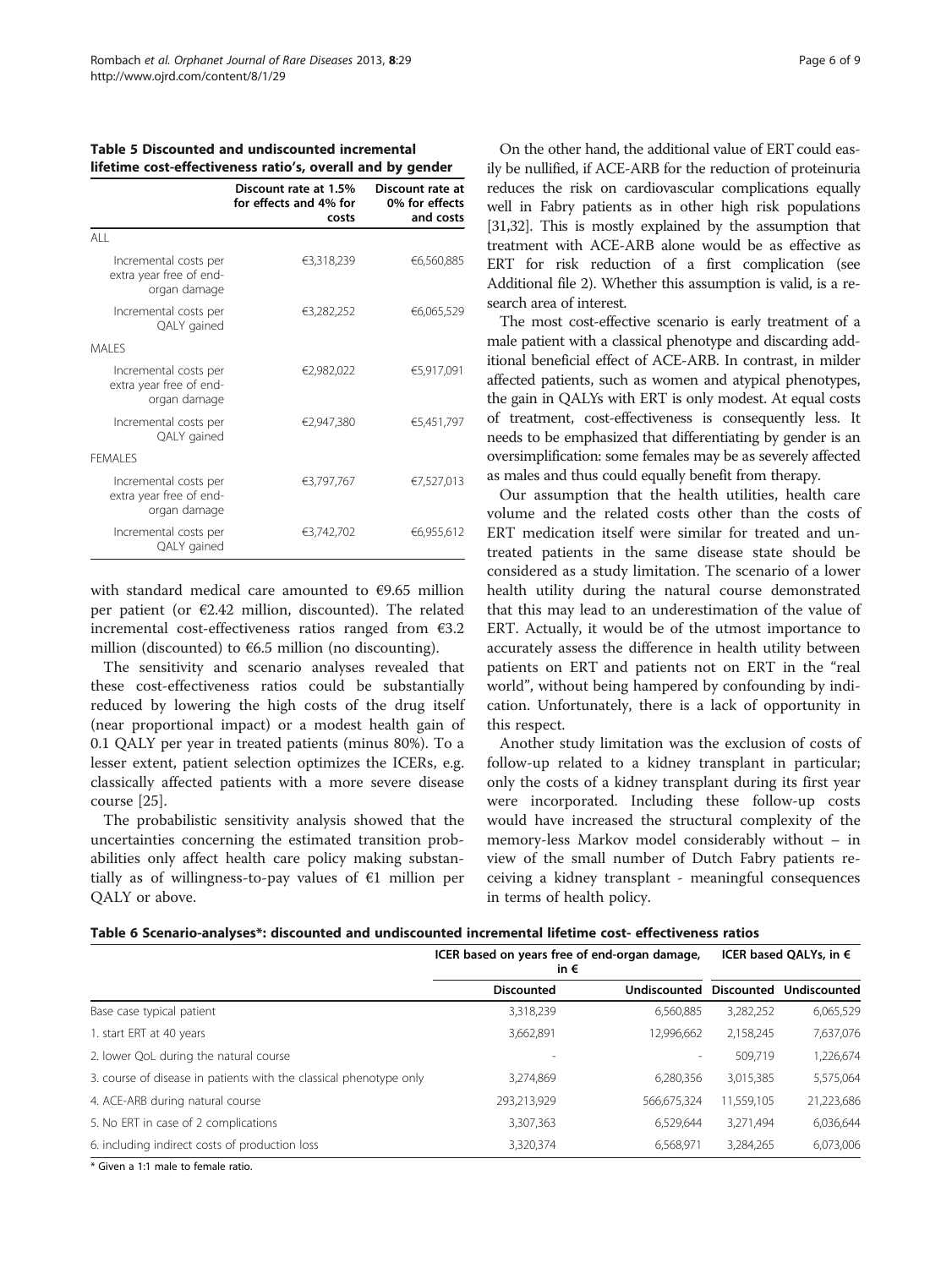**Table 5 Discounted and undiscounted incremental lifetime cost-effectiveness ratio's, overall and by gender**

| | Discount rate at 1.5% for effects and 4% for costs | Discount rate at 0% for effects and costs |
|---|---|---|
| ALL | | |
| Incremental costs per extra year free of end-organ damage | €3,318,239 | €6,560,885 |
| Incremental costs per QALY gained | €3,282,252 | €6,065,529 |
| MALES | | |
| Incremental costs per extra year free of end-organ damage | €2,982,022 | €5,917,091 |
| Incremental costs per QALY gained | €2,947,380 | €5,451,797 |
| FEMALES | | |
| Incremental costs per extra year free of end-organ damage | €3,797,767 | €7,527,013 |
| Incremental costs per QALY gained | €3,742,702 | €6,955,612 |

with standard medical care amounted to €9.65 million per patient (or €2.42 million, discounted). The related incremental cost-effectiveness ratios ranged from €3.2 million (discounted) to €6.5 million (no discounting).

The sensitivity and scenario analyses revealed that these cost-effectiveness ratios could be substantially reduced by lowering the high costs of the drug itself (near proportional impact) or a modest health gain of 0.1 QALY per year in treated patients (minus 80%). To a lesser extent, patient selection optimizes the ICERs, e.g. classically affected patients with a more severe disease course [25].

The probabilistic sensitivity analysis showed that the uncertainties concerning the estimated transition probabilities only affect health care policy making substantially as of willingness-to-pay values of €1 million per QALY or above.

On the other hand, the additional value of ERT could easily be nullified, if ACE-ARB for the reduction of proteinuria reduces the risk on cardiovascular complications equally well in Fabry patients as in other high risk populations [31,32]. This is mostly explained by the assumption that treatment with ACE-ARB alone would be as effective as ERT for risk reduction of a first complication (see Additional file 2). Whether this assumption is valid, is a research area of interest.

The most cost-effective scenario is early treatment of a male patient with a classical phenotype and discarding additional beneficial effect of ACE-ARB. In contrast, in milder affected patients, such as women and atypical phenotypes, the gain in QALYs with ERT is only modest. At equal costs of treatment, cost-effectiveness is consequently less. It needs to be emphasized that differentiating by gender is an oversimplification: some females may be as severely affected as males and thus could equally benefit from therapy.

Our assumption that the health utilities, health care volume and the related costs other than the costs of ERT medication itself were similar for treated and untreated patients in the same disease state should be considered as a study limitation. The scenario of a lower health utility during the natural course demonstrated that this may lead to an underestimation of the value of ERT. Actually, it would be of the utmost importance to accurately assess the difference in health utility between patients on ERT and patients not on ERT in the "real world", without being hampered by confounding by indication. Unfortunately, there is a lack of opportunity in this respect.

Another study limitation was the exclusion of costs of follow-up related to a kidney transplant in particular; only the costs of a kidney transplant during its first year were incorporated. Including these follow-up costs would have increased the structural complexity of the memory-less Markov model considerably without – in view of the small number of Dutch Fabry patients receiving a kidney transplant - meaningful consequences in terms of health policy.

**Table 6 Scenario-analyses*: discounted and undiscounted incremental lifetime cost- effectiveness ratios**

| | ICER based on years free of end-organ damage, in € | | ICER based QALYs, in € | |
|---|---|---|---|---|
| | Discounted | Undiscounted | Discounted | Undiscounted |
| Base case typical patient | 3,318,239 | 6,560,885 | 3,282,252 | 6,065,529 |
| 1. start ERT at 40 years | 3,662,891 | 12,996,662 | 2,158,245 | 7,637,076 |
| 2. lower QoL during the natural course | - | - | 509,719 | 1,226,674 |
| 3. course of disease in patients with the classical phenotype only | 3,274,869 | 6,280,356 | 3,015,385 | 5,575,064 |
| 4. ACE-ARB during natural course | 293,213,929 | 566,675,324 | 11,559,105 | 21,223,686 |
| 5. No ERT in case of 2 complications | 3,307,363 | 6,529,644 | 3,271,494 | 6,036,644 |
| 6. including indirect costs of production loss | 3,320,374 | 6,568,971 | 3,284,265 | 6,073,006 |

\* Given a 1:1 male to female ratio.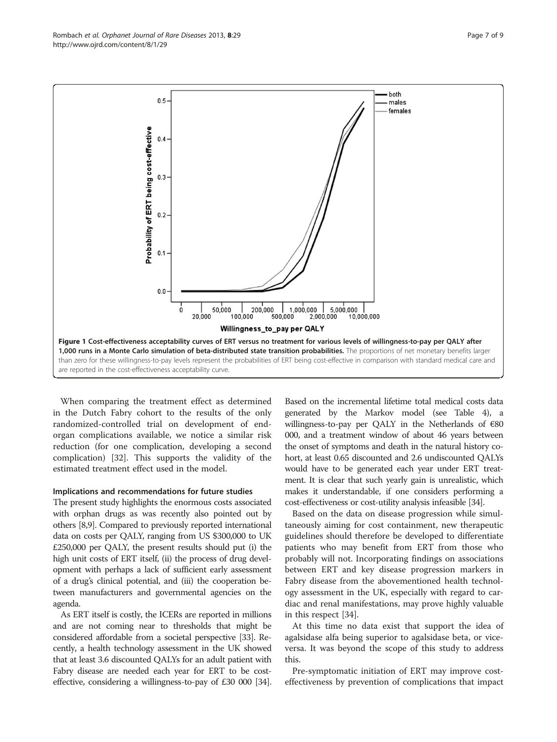Figure 1 Cost-effectiveness acceptability curves of ERT versus no treatment for various levels of willingness-to-pay per QALY after 1,000 runs in a Monte Carlo simulation of beta-distributed state transition probabilities. The proportions of net monetary benefits larger than zero for these willingness-to-pay levels represent the probabilities of ERT being cost-effective in comparison with standard medical care and are reported in the cost-effectiveness acceptability curve.

When comparing the treatment effect as determined in the Dutch Fabry cohort to the results of the only randomized-controlled trial on development of end-organ complications available, we notice a similar risk reduction (for one complication, developing a second complication) [32]. This supports the validity of the estimated treatment effect used in the model.

### Implications and recommendations for future studies

The present study highlights the enormous costs associated with orphan drugs as was recently also pointed out by others [8,9]. Compared to previously reported international data on costs per QALY, ranging from US $300,000 to UK £250,000 per QALY, the present results should put (i) the high unit costs of ERT itself, (ii) the process of drug development with perhaps a lack of sufficient early assessment of a drug's clinical potential, and (iii) the cooperation between manufacturers and governmental agencies on the agenda.

As ERT itself is costly, the ICERs are reported in millions and are not coming near to thresholds that might be considered affordable from a societal perspective [33]. Recently, a health technology assessment in the UK showed that at least 3.6 discounted QALYs for an adult patient with Fabry disease are needed each year for ERT to be cost-effective, considering a willingness-to-pay of £30 000 [34]. Based on the incremental lifetime total medical costs data generated by the Markov model (see Table 4), a willingness-to-pay per QALY in the Netherlands of €80 000, and a treatment window of about 46 years between the onset of symptoms and death in the natural history cohort, at least 0.65 discounted and 2.6 undiscounted QALYs would have to be generated each year under ERT treatment. It is clear that such yearly gain is unrealistic, which makes it understandable, if one considers performing a cost-effectiveness or cost-utility analysis infeasible [34].

Based on the data on disease progression while simultaneously aiming for cost containment, new therapeutic guidelines should therefore be developed to differentiate patients who may benefit from ERT from those who probably will not. Incorporating findings on associations between ERT and key disease progression markers in Fabry disease from the abovementioned health technology assessment in the UK, especially with regard to cardiac and renal manifestations, may prove highly valuable in this respect [34].

At this time no data exist that support the idea of agalsidase alfa being superior to agalsidase beta, or vice-versa. It was beyond the scope of this study to address this.

Pre-symptomatic initiation of ERT may improve cost-effectiveness by prevention of complications that impact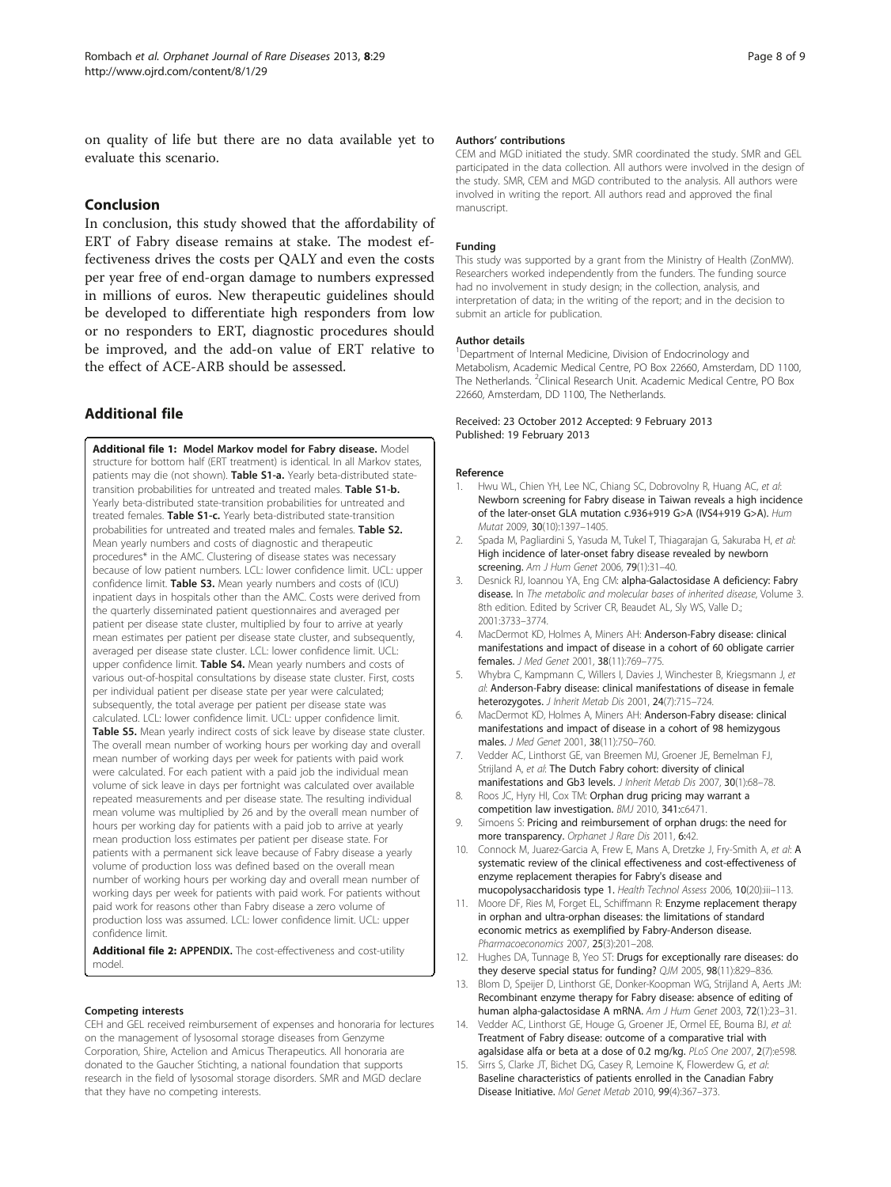on quality of life but there are no data available yet to evaluate this scenario.

## Conclusion

In conclusion, this study showed that the affordability of ERT of Fabry disease remains at stake. The modest effectiveness drives the costs per QALY and even the costs per year free of end-organ damage to numbers expressed in millions of euros. New therapeutic guidelines should be developed to differentiate high responders from low or no responders to ERT, diagnostic procedures should be improved, and the add-on value of ERT relative to the effect of ACE-ARB should be assessed.

## Additional file

**Additional file 1: Model Markov model for Fabry disease.** Model structure for bottom half (ERT treatment) is identical. In all Markov states, patients may die (not shown). **Table S1-a.** Yearly beta-distributed state-transition probabilities for untreated and treated males. **Table S1-b.** Yearly beta-distributed state-transition probabilities for untreated and treated females. **Table S1-c.** Yearly beta-distributed state-transition probabilities for untreated and treated males and females. **Table S2.** Mean yearly numbers and costs of diagnostic and therapeutic procedures* in the AMC. Clustering of disease states was necessary because of low patient numbers. LCL: lower confidence limit. UCL: upper confidence limit. **Table S3.** Mean yearly numbers and costs of (ICU) inpatient days in hospitals other than the AMC. Costs were derived from the quarterly disseminated patient questionnaires and averaged per patient per disease state cluster, multiplied by four to arrive at yearly mean estimates per patient per disease state cluster, and subsequently, averaged per disease state cluster. LCL: lower confidence limit. UCL: upper confidence limit. **Table S4.** Mean yearly numbers and costs of various out-of-hospital consultations by disease state cluster. First, costs per individual patient per disease state per year were calculated; subsequently, the total average per patient per disease state was calculated. LCL: lower confidence limit. UCL: upper confidence limit. **Table S5.** Mean yearly indirect costs of sick leave by disease state cluster. The overall mean number of working hours per working day and overall mean number of working days per week for patients with paid work were calculated. For each patient with a paid job the individual mean volume of sick leave in days per fortnight was calculated over available repeated measurements and per disease state. The resulting individual mean volume was multiplied by 26 and by the overall mean number of hours per working day for patients with a paid job to arrive at yearly mean production loss estimates per patient per disease state. For patients with a permanent sick leave because of Fabry disease a yearly volume of production loss was defined based on the overall mean number of working hours per working day and overall mean number of working days per week for patients with paid work. For patients without paid work for reasons other than Fabry disease a zero volume of production loss was assumed. LCL: lower confidence limit. UCL: upper confidence limit.

**Additional file 2: APPENDIX.** The cost-effectiveness and cost-utility model.

#### Competing interests

CEH and GEL received reimbursement of expenses and honoraria for lectures on the management of lysosomal storage diseases from Genzyme Corporation, Shire, Actelion and Amicus Therapeutics. All honoraria are donated to the Gaucher Stichting, a national foundation that supports research in the field of lysosomal storage disorders. SMR and MGD declare that they have no competing interests.

#### Authors' contributions

CEM and MGD initiated the study. SMR coordinated the study. SMR and GEL participated in the data collection. All authors were involved in the design of the study. SMR, CEM and MGD contributed to the analysis. All authors were involved in writing the report. All authors read and approved the final manuscript.

#### Funding

This study was supported by a grant from the Ministry of Health (ZonMW). Researchers worked independently from the funders. The funding source had no involvement in study design; in the collection, analysis, and interpretation of data; in the writing of the report; and in the decision to submit an article for publication.

#### Author details

[1]Department of Internal Medicine, Division of Endocrinology and Metabolism, Academic Medical Centre, PO Box 22660, Amsterdam, DD 1100, The Netherlands. [2]Clinical Research Unit. Academic Medical Centre, PO Box 22660, Amsterdam, DD 1100, The Netherlands.

Received: 23 October 2012 Accepted: 9 February 2013
Published: 19 February 2013

#### Reference

1. Hwu WL, Chien YH, Lee NC, Chiang SC, Dobrovolny R, Huang AC, *et al*: **Newborn screening for Fabry disease in Taiwan reveals a high incidence of the later-onset GLA mutation c.936+919 G>A (IVS4+919 G>A).** *Hum Mutat* 2009, **30**(10):1397–1405.
2. Spada M, Pagliardini S, Yasuda M, Tukel T, Thiagarajan G, Sakuraba H, *et al*: **High incidence of later-onset fabry disease revealed by newborn screening.** *Am J Hum Genet* 2006, **79**(1):31–40.
3. Desnick RJ, Ioannou YA, Eng CM: **alpha-Galactosidase A deficiency: Fabry disease.** In *The metabolic and molecular bases of inherited disease*, Volume 3. 8th edition. Edited by Scriver CR, Beaudet AL, Sly WS, Valle D.; 2001:3733–3774.
4. MacDermot KD, Holmes A, Miners AH: **Anderson-Fabry disease: clinical manifestations and impact of disease in a cohort of 60 obligate carrier females.** *J Med Genet* 2001, **38**(11):769–775.
5. Whybra C, Kampmann C, Willers I, Davies J, Winchester B, Kriegsmann J, *et al*: **Anderson-Fabry disease: clinical manifestations of disease in female heterozygotes.** *J Inherit Metab Dis* 2001, **24**(7):715–724.
6. MacDermot KD, Holmes A, Miners AH: **Anderson-Fabry disease: clinical manifestations and impact of disease in a cohort of 98 hemizygous males.** *J Med Genet* 2001, **38**(11):750–760.
7. Vedder AC, Linthorst GE, van Breemen MJ, Groener JE, Bemelman FJ, Strijland A, *et al*: **The Dutch Fabry cohort: diversity of clinical manifestations and Gb3 levels.** *J Inherit Metab Dis* 2007, **30**(1):68–78.
8. Roos JC, Hyry HI, Cox TM: **Orphan drug pricing may warrant a competition law investigation.** *BMJ* 2010, **341**:c6471.
9. Simoens S: **Pricing and reimbursement of orphan drugs: the need for more transparency.** *Orphanet J Rare Dis* 2011, **6**:42.
10. Connock M, Juarez-Garcia A, Frew E, Mans A, Dretzke J, Fry-Smith A, *et al*: **A systematic review of the clinical effectiveness and cost-effectiveness of enzyme replacement therapies for Fabry's disease and mucopolysaccharidosis type 1.** *Health Technol Assess* 2006, **10**(20):iii–113.
11. Moore DF, Ries M, Forget EL, Schiffmann R: **Enzyme replacement therapy in orphan and ultra-orphan diseases: the limitations of standard economic metrics as exemplified by Fabry-Anderson disease.** *Pharmacoeconomics* 2007, **25**(3):201–208.
12. Hughes DA, Tunnage B, Yeo ST: **Drugs for exceptionally rare diseases: do they deserve special status for funding?** *QJM* 2005, **98**(11):829–836.
13. Blom D, Speijer D, Linthorst GE, Donker-Koopman WG, Strijland A, Aerts JM: **Recombinant enzyme therapy for Fabry disease: absence of editing of human alpha-galactosidase A mRNA.** *Am J Hum Genet* 2003, **72**(1):23–31.
14. Vedder AC, Linthorst GE, Houge G, Groener JE, Ormel EE, Bouma BJ, *et al*: **Treatment of Fabry disease: outcome of a comparative trial with agalsidase alfa or beta at a dose of 0.2 mg/kg.** *PLoS One* 2007, **2**(7):e598.
15. Sirrs S, Clarke JT, Bichet DG, Casey R, Lemoine K, Flowerdew G, *et al*: **Baseline characteristics of patients enrolled in the Canadian Fabry Disease Initiative.** *Mol Genet Metab* 2010, **99**(4):367–373.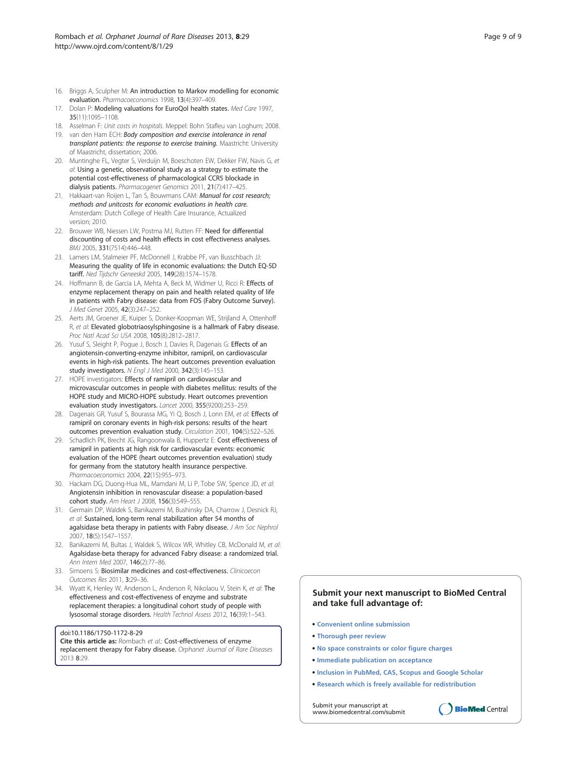16. Briggs A, Sculpher M: **An introduction to Markov modelling for economic evaluation.** *Pharmacoeconomics* 1998, **13**(4):397–409.
17. Dolan P: **Modeling valuations for EuroQol health states.** *Med Care* 1997, **35**(11):1095–1108.
18. Asselman F: *Unit costs in hospitals*. Meppel: Bohn Stafleu van Loghum; 2008.
19. van den Ham ECH: ***Body composition and exercise intolerance in renal transplant patients: the response to exercise training.*** Maastricht: University of Maastricht, dissertation; 2006.
20. Muntinghe FL, Vegter S, Verduijn M, Boeschoten EW, Dekker FW, Navis G, *et al*: **Using a genetic, observational study as a strategy to estimate the potential cost-effectiveness of pharmacological CCR5 blockade in dialysis patients.** *Pharmacogenet Genomics* 2011, **21**(7):417–425.
21. Hakkaart-van Roijen L, Tan S, Bouwmans CAM: ***Manual for cost research; methods and unitcosts for economic evaluations in health care.*** Amsterdam: Dutch College of Health Care Insurance, Actualized version; 2010.
22. Brouwer WB, Niessen LW, Postma MJ, Rutten FF: **Need for differential discounting of costs and health effects in cost effectiveness analyses.** *BMJ* 2005, **331**(7514):446–448.
23. Lamers LM, Stalmeier PF, McDonnell J, Krabbe PF, van Busschbach JJ: **Measuring the quality of life in economic evaluations: the Dutch EQ-5D tariff.** *Ned Tijdschr Geneeskd* 2005, **149**(28):1574–1578.
24. Hoffmann B, de Garcia LA, Mehta A, Beck M, Widmer U, Ricci R: **Effects of enzyme replacement therapy on pain and health related quality of life in patients with Fabry disease: data from FOS (Fabry Outcome Survey).** *J Med Genet* 2005, **42**(3):247–252.
25. Aerts JM, Groener JE, Kuiper S, Donker-Koopman WE, Strijland A, Ottenhoff R, *et al*: **Elevated globotriaosylsphingosine is a hallmark of Fabry disease.** *Proc Natl Acad Sci USA* 2008, **105**(8):2812–2817.
26. Yusuf S, Sleight P, Pogue J, Bosch J, Davies R, Dagenais G: **Effects of an angiotensin-converting-enzyme inhibitor, ramipril, on cardiovascular events in high-risk patients. The heart outcomes prevention evaluation study investigators.** *N Engl J Med* 2000, **342**(3):145–153.
27. HOPE investigators: **Effects of ramipril on cardiovascular and microvascular outcomes in people with diabetes mellitus: results of the HOPE study and MICRO-HOPE substudy. Heart outcomes prevention evaluation study investigators.** *Lancet* 2000, **355**(9200):253–259.
28. Dagenais GR, Yusuf S, Bourassa MG, Yi Q, Bosch J, Lonn EM, *et al*: **Effects of ramipril on coronary events in high-risk persons: results of the heart outcomes prevention evaluation study.** *Circulation* 2001, **104**(5):522–526.
29. Schadlich PK, Brecht JG, Rangoonwala B, Huppertz E: **Cost effectiveness of ramipril in patients at high risk for cardiovascular events: economic evaluation of the HOPE (heart outcomes prevention evaluation) study for germany from the statutory health insurance perspective.** *Pharmacoeconomics* 2004, **22**(15):955–973.
30. Hackam DG, Duong-Hua ML, Mamdani M, Li P, Tobe SW, Spence JD, *et al*: **Angiotensin inhibition in renovascular disease: a population-based cohort study.** *Am Heart J* 2008, **156**(3):549–555.
31. Germain DP, Waldek S, Banikazemi M, Bushinsky DA, Charrow J, Desnick RJ, *et al*: **Sustained, long-term renal stabilization after 54 months of agalsidase beta therapy in patients with Fabry disease.** *J Am Soc Nephrol* 2007, **18**(5):1547–1557.
32. Banikazemi M, Bultas J, Waldek S, Wilcox WR, Whitley CB, McDonald M, *et al*: **Agalsidase-beta therapy for advanced Fabry disease: a randomized trial.** *Ann Intern Med* 2007, **146**(2):77–86.
33. Simoens S: **Biosimilar medicines and cost-effectiveness.** *Clinicoecon Outcomes Res* 2011, **3**:29–36.
34. Wyatt K, Henley W, Anderson L, Anderson R, Nikolaou V, Stein K, *et al*: **The effectiveness and cost-effectiveness of enzyme and substrate replacement therapies: a longitudinal cohort study of people with lysosomal storage disorders.** *Health Technol Assess* 2012, **16**(39):1–543.

doi:10.1186/1750-1172-8-29

**Cite this article as:** Rombach *et al.*: Cost-effectiveness of enzyme replacement therapy for Fabry disease. *Orphanet Journal of Rare Diseases* 2013 **8**:29.

**Submit your next manuscript to BioMed Central and take full advantage of:**

- **Convenient online submission**
- **Thorough peer review**
- **No space constraints or color figure charges**
- **Immediate publication on acceptance**
- **Inclusion in PubMed, CAS, Scopus and Google Scholar**
- **Research which is freely available for redistribution**

Submit your manuscript at www.biomedcentral.com/submit

BioMed Central